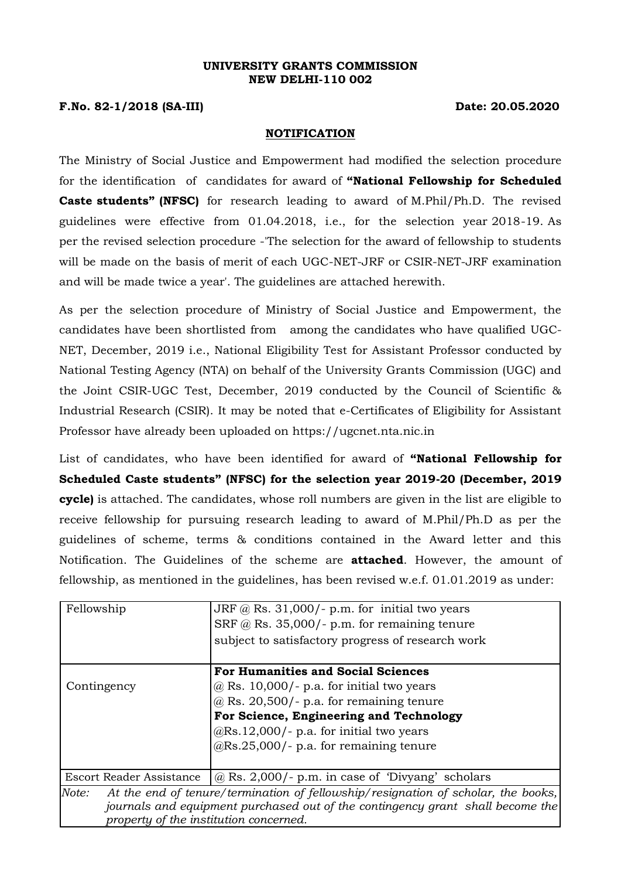**UNIVERSITY GRANTS COMMISSION**
**NEW DELHI-110 002**

**F.No. 82-1/2018 (SA-III)** **Date: 20.05.2020**

**NOTIFICATION**

The Ministry of Social Justice and Empowerment had modified the selection procedure for the identification of candidates for award of **"National Fellowship for Scheduled Caste students" (NFSC)** for research leading to award of M.Phil/Ph.D. The revised guidelines were effective from 01.04.2018, i.e., for the selection year 2018-19. As per the revised selection procedure -'The selection for the award of fellowship to students will be made on the basis of merit of each UGC-NET-JRF or CSIR-NET-JRF examination and will be made twice a year'. The guidelines are attached herewith.

As per the selection procedure of Ministry of Social Justice and Empowerment, the candidates have been shortlisted from among the candidates who have qualified UGC-NET, December, 2019 i.e., National Eligibility Test for Assistant Professor conducted by National Testing Agency (NTA) on behalf of the University Grants Commission (UGC) and the Joint CSIR-UGC Test, December, 2019 conducted by the Council of Scientific & Industrial Research (CSIR). It may be noted that e-Certificates of Eligibility for Assistant Professor have already been uploaded on https://ugcnet.nta.nic.in

List of candidates, who have been identified for award of **"National Fellowship for Scheduled Caste students" (NFSC) for the selection year 2019-20 (December, 2019 cycle)** is attached. The candidates, whose roll numbers are given in the list are eligible to receive fellowship for pursuing research leading to award of M.Phil/Ph.D as per the guidelines of scheme, terms & conditions contained in the Award letter and this Notification. The Guidelines of the scheme are **attached**. However, the amount of fellowship, as mentioned in the guidelines, has been revised w.e.f. 01.01.2019 as under:

| | |
|---|---|
| Fellowship | JRF @ Rs. 31,000/- p.m. for initial two years<br>SRF @ Rs. 35,000/- p.m. for remaining tenure<br>subject to satisfactory progress of research work |
| Contingency | **For Humanities and Social Sciences**<br>@ Rs. 10,000/- p.a. for initial two years<br>@ Rs. 20,500/- p.a. for remaining tenure<br>**For Science, Engineering and Technology**<br>@Rs.12,000/- p.a. for initial two years<br>@Rs.25,000/- p.a. for remaining tenure |
| Escort Reader Assistance | @ Rs. 2,000/- p.m. in case of 'Divyang' scholars |
| *Note: At the end of tenure/termination of fellowship/resignation of scholar, the books, journals and equipment purchased out of the contingency grant shall become the property of the institution concerned.* | |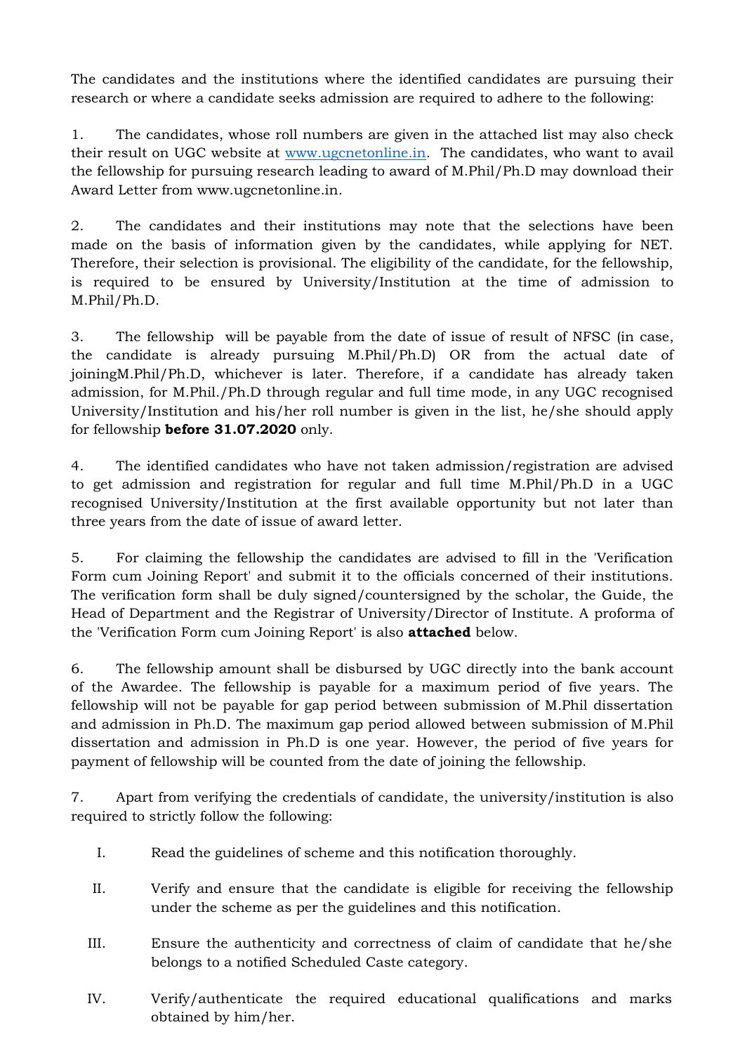The candidates and the institutions where the identified candidates are pursuing their research or where a candidate seeks admission are required to adhere to the following:

1. The candidates, whose roll numbers are given in the attached list may also check their result on UGC website at www.ugcnetonline.in. The candidates, who want to avail the fellowship for pursuing research leading to award of M.Phil/Ph.D may download their Award Letter from www.ugcnetonline.in.

2. The candidates and their institutions may note that the selections have been made on the basis of information given by the candidates, while applying for NET. Therefore, their selection is provisional. The eligibility of the candidate, for the fellowship, is required to be ensured by University/Institution at the time of admission to M.Phil/Ph.D.

3. The fellowship will be payable from the date of issue of result of NFSC (in case, the candidate is already pursuing M.Phil/Ph.D) OR from the actual date of joiningM.Phil/Ph.D, whichever is later. Therefore, if a candidate has already taken admission, for M.Phil./Ph.D through regular and full time mode, in any UGC recognised University/Institution and his/her roll number is given in the list, he/she should apply for fellowship **before 31.07.2020** only.

4. The identified candidates who have not taken admission/registration are advised to get admission and registration for regular and full time M.Phil/Ph.D in a UGC recognised University/Institution at the first available opportunity but not later than three years from the date of issue of award letter.

5. For claiming the fellowship the candidates are advised to fill in the 'Verification Form cum Joining Report' and submit it to the officials concerned of their institutions. The verification form shall be duly signed/countersigned by the scholar, the Guide, the Head of Department and the Registrar of University/Director of Institute. A proforma of the 'Verification Form cum Joining Report' is also **attached** below.

6. The fellowship amount shall be disbursed by UGC directly into the bank account of the Awardee. The fellowship is payable for a maximum period of five years. The fellowship will not be payable for gap period between submission of M.Phil dissertation and admission in Ph.D. The maximum gap period allowed between submission of M.Phil dissertation and admission in Ph.D is one year. However, the period of five years for payment of fellowship will be counted from the date of joining the fellowship.

7. Apart from verifying the credentials of candidate, the university/institution is also required to strictly follow the following:

   I. Read the guidelines of scheme and this notification thoroughly.

   II. Verify and ensure that the candidate is eligible for receiving the fellowship under the scheme as per the guidelines and this notification.

   III. Ensure the authenticity and correctness of claim of candidate that he/she belongs to a notified Scheduled Caste category.

   IV. Verify/authenticate the required educational qualifications and marks obtained by him/her.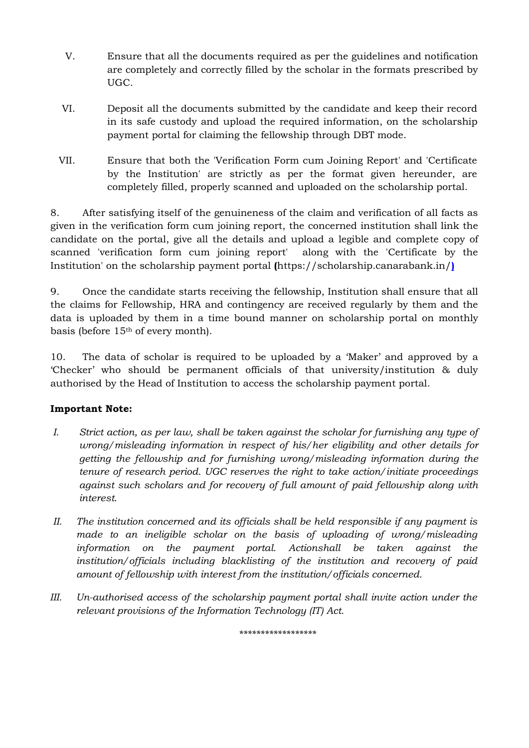V. Ensure that all the documents required as per the guidelines and notification are completely and correctly filled by the scholar in the formats prescribed by UGC.

VI. Deposit all the documents submitted by the candidate and keep their record in its safe custody and upload the required information, on the scholarship payment portal for claiming the fellowship through DBT mode.

VII. Ensure that both the 'Verification Form cum Joining Report' and 'Certificate by the Institution' are strictly as per the format given hereunder, are completely filled, properly scanned and uploaded on the scholarship portal.

8. After satisfying itself of the genuineness of the claim and verification of all facts as given in the verification form cum joining report, the concerned institution shall link the candidate on the portal, give all the details and upload a legible and complete copy of scanned 'verification form cum joining report' along with the 'Certificate by the Institution' on the scholarship payment portal **(**https://scholarship.canarabank.in/**)**

9. Once the candidate starts receiving the fellowship, Institution shall ensure that all the claims for Fellowship, HRA and contingency are received regularly by them and the data is uploaded by them in a time bound manner on scholarship portal on monthly basis (before 15th of every month).

10. The data of scholar is required to be uploaded by a 'Maker' and approved by a 'Checker' who should be permanent officials of that university/institution & duly authorised by the Head of Institution to access the scholarship payment portal.

**Important Note:**

*I. Strict action, as per law, shall be taken against the scholar for furnishing any type of wrong/misleading information in respect of his/her eligibility and other details for getting the fellowship and for furnishing wrong/misleading information during the tenure of research period. UGC reserves the right to take action/initiate proceedings against such scholars and for recovery of full amount of paid fellowship along with interest.*

*II. The institution concerned and its officials shall be held responsible if any payment is made to an ineligible scholar on the basis of uploading of wrong/misleading information on the payment portal. Actionshall be taken against the institution/officials including blacklisting of the institution and recovery of paid amount of fellowship with interest from the institution/officials concerned.*

*III. Un-authorised access of the scholarship payment portal shall invite action under the relevant provisions of the Information Technology (IT) Act.*

*****************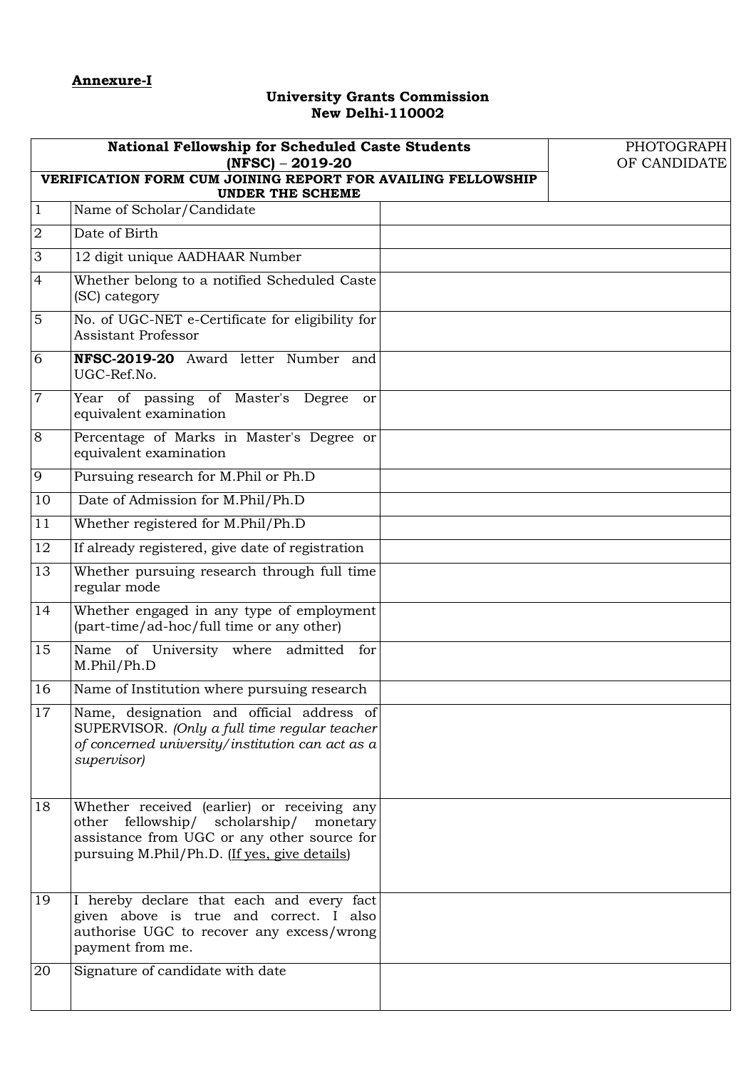**Annexure-I**

**University Grants Commission**
**New Delhi-110002**

| **National Fellowship for Scheduled Caste Students (NFSC) – 2019-20**<br>**VERIFICATION FORM CUM JOINING REPORT FOR AVAILING FELLOWSHIP UNDER THE SCHEME** | | | PHOTOGRAPH OF CANDIDATE |
|---|---|---|---|
| 1 | Name of Scholar/Candidate | | |
| 2 | Date of Birth | | |
| 3 | 12 digit unique AADHAAR Number | | |
| 4 | Whether belong to a notified Scheduled Caste (SC) category | | |
| 5 | No. of UGC-NET e-Certificate for eligibility for Assistant Professor | | |
| 6 | **NFSC-2019-20** Award letter Number and UGC-Ref.No. | | |
| 7 | Year of passing of Master's Degree or equivalent examination | | |
| 8 | Percentage of Marks in Master's Degree or equivalent examination | | |
| 9 | Pursuing research for M.Phil or Ph.D | | |
| 10 | Date of Admission for M.Phil/Ph.D | | |
| 11 | Whether registered for M.Phil/Ph.D | | |
| 12 | If already registered, give date of registration | | |
| 13 | Whether pursuing research through full time regular mode | | |
| 14 | Whether engaged in any type of employment (part-time/ad-hoc/full time or any other) | | |
| 15 | Name of University where admitted for M.Phil/Ph.D | | |
| 16 | Name of Institution where pursuing research | | |
| 17 | Name, designation and official address of SUPERVISOR. *(Only a full time regular teacher of concerned university/institution can act as a supervisor)* | | |
| 18 | Whether received (earlier) or receiving any other fellowship/ scholarship/ monetary assistance from UGC or any other source for pursuing M.Phil/Ph.D. (If yes, give details) | | |
| 19 | I hereby declare that each and every fact given above is true and correct. I also authorise UGC to recover any excess/wrong payment from me. | | |
| 20 | Signature of candidate with date | | |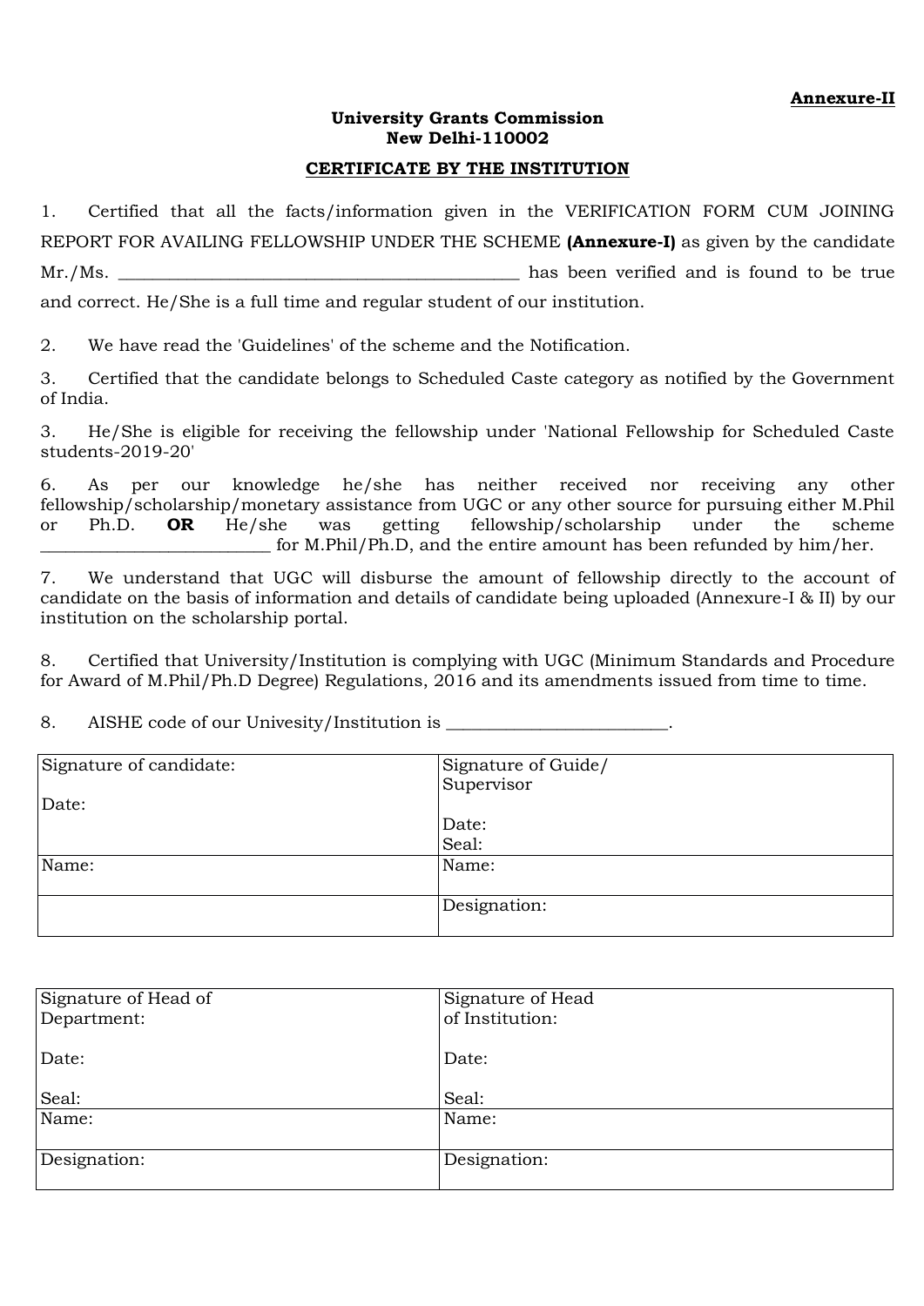**Annexure-II**

**University Grants Commission**
**New Delhi-110002**

**CERTIFICATE BY THE INSTITUTION**

1. Certified that all the facts/information given in the VERIFICATION FORM CUM JOINING REPORT FOR AVAILING FELLOWSHIP UNDER THE SCHEME **(Annexure-I)** as given by the candidate Mr./Ms. _____________________________________________ has been verified and is found to be true and correct. He/She is a full time and regular student of our institution.

2. We have read the 'Guidelines' of the scheme and the Notification.

3. Certified that the candidate belongs to Scheduled Caste category as notified by the Government of India.

3. He/She is eligible for receiving the fellowship under 'National Fellowship for Scheduled Caste students-2019-20'

6. As per our knowledge he/she has neither received nor receiving any other fellowship/scholarship/monetary assistance from UGC or any other source for pursuing either M.Phil or Ph.D. **OR** He/she was getting fellowship/scholarship under the scheme __________________________ for M.Phil/Ph.D, and the entire amount has been refunded by him/her.

7. We understand that UGC will disburse the amount of fellowship directly to the account of candidate on the basis of information and details of candidate being uploaded (Annexure-I & II) by our institution on the scholarship portal.

8. Certified that University/Institution is complying with UGC (Minimum Standards and Procedure for Award of M.Phil/Ph.D Degree) Regulations, 2016 and its amendments issued from time to time.

8. AISHE code of our Univesity/Institution is _________________________.

| | |
|---|---|
| Signature of candidate:<br><br>Date: | Signature of Guide/ Supervisor<br><br>Date:<br>Seal: |
| Name: | Name: |
| | Designation: |

| | |
|---|---|
| Signature of Head of Department:<br><br>Date:<br><br>Seal: | Signature of Head of Institution:<br><br>Date:<br><br>Seal: |
| Name: | Name: |
| Designation: | Designation: |